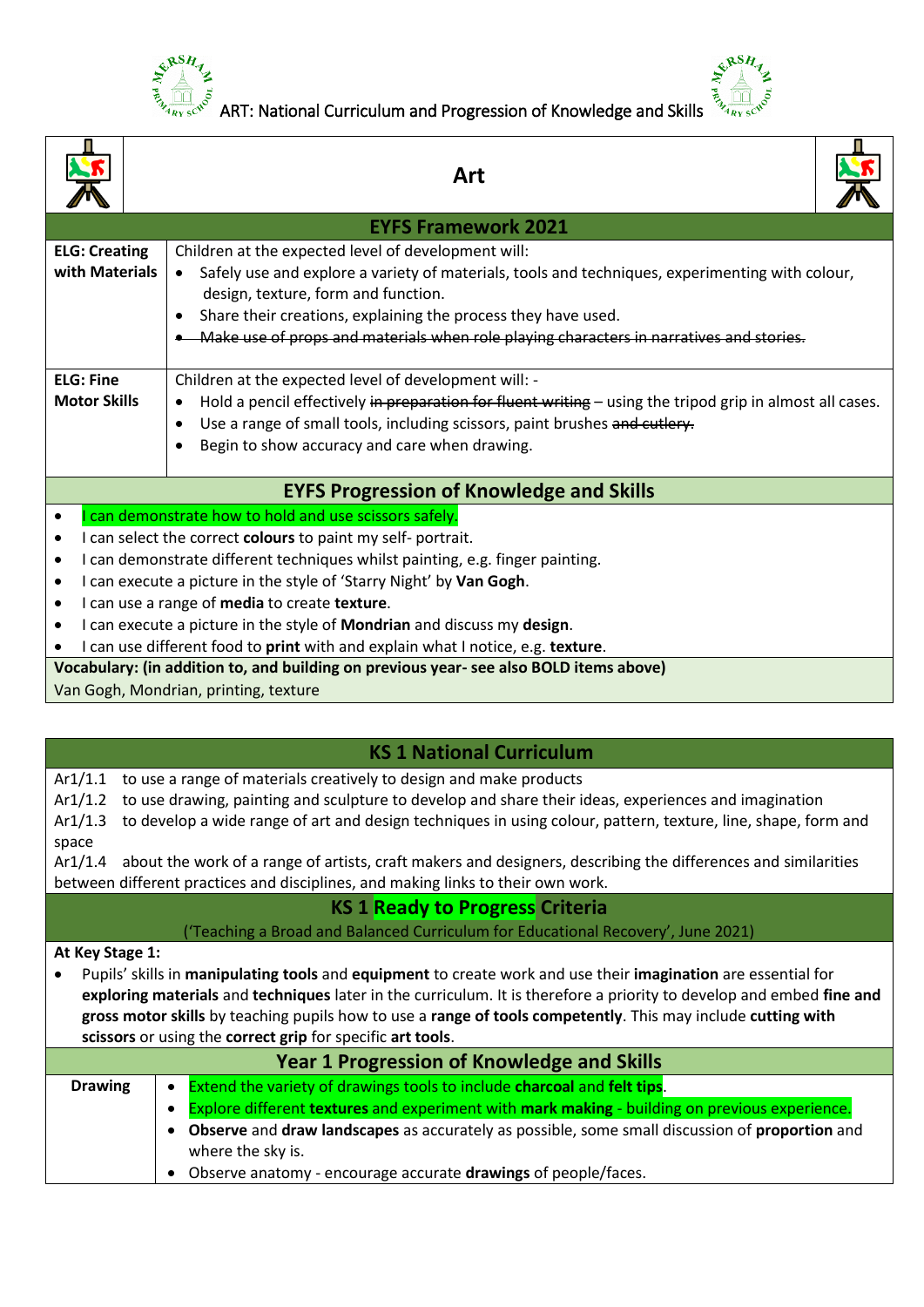ART: National Curriculum and Progression of Knowledge and Skills

# Art

## EYFS Framework 2021

| | |
|---|---|
| **ELG: Creating with Materials** | Children at the expected level of development will:<br>• Safely use and explore a variety of materials, tools and techniques, experimenting with colour, design, texture, form and function.<br>• Share their creations, explaining the process they have used.<br>• ~~Make use of props and materials when role playing characters in narratives and stories.~~ |
| **ELG: Fine Motor Skills** | Children at the expected level of development will: -<br>• Hold a pencil effectively ~~in preparation for fluent writing~~ – using the tripod grip in almost all cases.<br>• Use a range of small tools, including scissors, paint brushes ~~and cutlery.~~<br>• Begin to show accuracy and care when drawing. |

## EYFS Progression of Knowledge and Skills

- I can demonstrate how to hold and use scissors safely.
- I can select the correct **colours** to paint my self- portrait.
- I can demonstrate different techniques whilst painting, e.g. finger painting.
- I can execute a picture in the style of 'Starry Night' by **Van Gogh**.
- I can use a range of **media** to create **texture**.
- I can execute a picture in the style of **Mondrian** and discuss my **design**.
- I can use different food to **print** with and explain what I notice, e.g. **texture**.

**Vocabulary: (in addition to, and building on previous year- see also BOLD items above)**

Van Gogh, Mondrian, printing, texture

## KS 1 National Curriculum

Ar1/1.1 to use a range of materials creatively to design and make products

Ar1/1.2 to use drawing, painting and sculpture to develop and share their ideas, experiences and imagination

Ar1/1.3 to develop a wide range of art and design techniques in using colour, pattern, texture, line, shape, form and space

Ar1/1.4 about the work of a range of artists, craft makers and designers, describing the differences and similarities between different practices and disciplines, and making links to their own work.

## KS 1 Ready to Progress Criteria

('Teaching a Broad and Balanced Curriculum for Educational Recovery', June 2021)

**At Key Stage 1:**

- Pupils' skills in **manipulating tools** and **equipment** to create work and use their **imagination** are essential for **exploring materials** and **techniques** later in the curriculum. It is therefore a priority to develop and embed **fine and gross motor skills** by teaching pupils how to use a **range of tools competently**. This may include **cutting with scissors** or using the **correct grip** for specific **art tools**.

## Year 1 Progression of Knowledge and Skills

| | |
|---|---|
| **Drawing** | • Extend the variety of drawings tools to include **charcoal** and **felt tips**.<br>• Explore different **textures** and experiment with **mark making** - building on previous experience.<br>• **Observe** and **draw landscapes** as accurately as possible, some small discussion of **proportion** and where the sky is.<br>• Observe anatomy - encourage accurate **drawings** of people/faces. |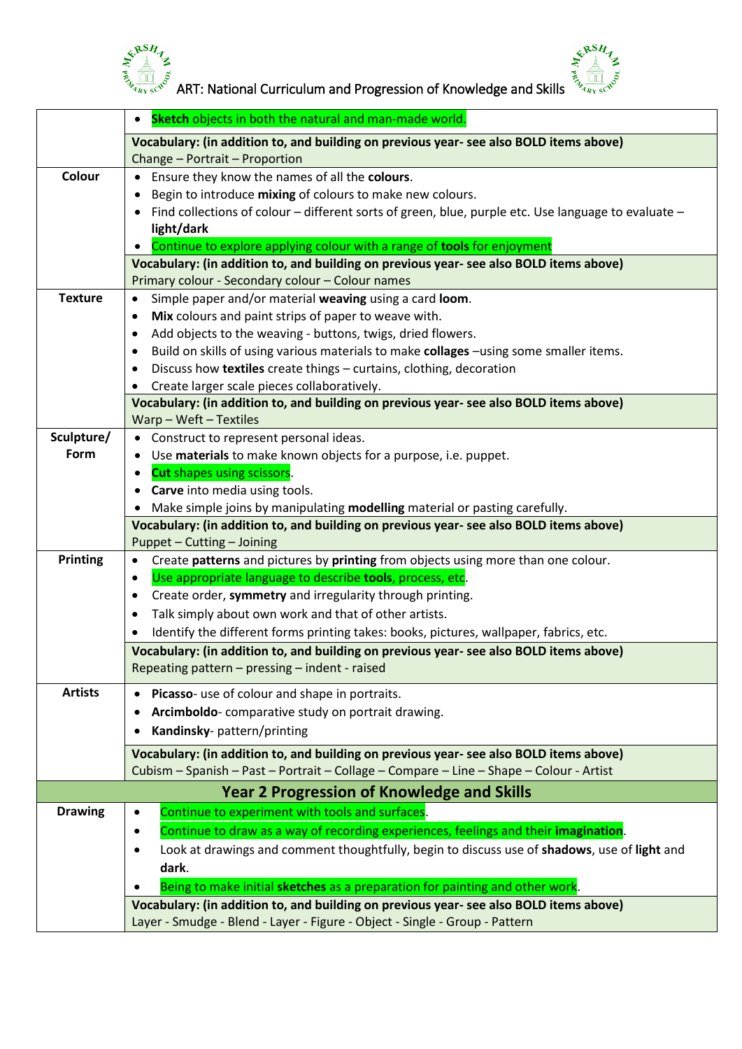| | |
|---|---|
| | • **Sketch** objects in both the natural and man-made world. |
| | **Vocabulary: (in addition to, and building on previous year- see also BOLD items above)** Change – Portrait – Proportion |
| **Colour** | • Ensure they know the names of all the **colours**. • Begin to introduce **mixing** of colours to make new colours. • Find collections of colour – different sorts of green, blue, purple etc. Use language to evaluate – **light/dark** • Continue to explore applying colour with a range of **tools** for enjoyment |
| | **Vocabulary: (in addition to, and building on previous year- see also BOLD items above)** Primary colour - Secondary colour – Colour names |
| **Texture** | • Simple paper and/or material **weaving** using a card **loom**. • **Mix** colours and paint strips of paper to weave with. • Add objects to the weaving - buttons, twigs, dried flowers. • Build on skills of using various materials to make **collages** –using some smaller items. • Discuss how **textiles** create things – curtains, clothing, decoration • Create larger scale pieces collaboratively. |
| | **Vocabulary: (in addition to, and building on previous year- see also BOLD items above)** Warp – Weft – Textiles |
| **Sculpture/ Form** | • Construct to represent personal ideas. • Use **materials** to make known objects for a purpose, i.e. puppet. • **Cut** shapes using scissors. • **Carve** into media using tools. • Make simple joins by manipulating **modelling** material or pasting carefully. |
| | **Vocabulary: (in addition to, and building on previous year- see also BOLD items above)** Puppet – Cutting – Joining |
| **Printing** | • Create **patterns** and pictures by **printing** from objects using more than one colour. • Use appropriate language to describe **tools**, process, etc. • Create order, **symmetry** and irregularity through printing. • Talk simply about own work and that of other artists. • Identify the different forms printing takes: books, pictures, wallpaper, fabrics, etc. |
| | **Vocabulary: (in addition to, and building on previous year- see also BOLD items above)** Repeating pattern – pressing – indent - raised |
| **Artists** | • **Picasso**- use of colour and shape in portraits. • **Arcimboldo**- comparative study on portrait drawing. • **Kandinsky**- pattern/printing |
| | **Vocabulary: (in addition to, and building on previous year- see also BOLD items above)** Cubism – Spanish – Past – Portrait – Collage – Compare – Line – Shape – Colour - Artist |
| **Year 2 Progression of Knowledge and Skills** | |
| **Drawing** | • Continue to experiment with tools and surfaces. • Continue to draw as a way of recording experiences, feelings and their **imagination**. • Look at drawings and comment thoughtfully, begin to discuss use of **shadows**, use of **light** and **dark**. • Being to make initial **sketches** as a preparation for painting and other work. |
| | **Vocabulary: (in addition to, and building on previous year- see also BOLD items above)** Layer - Smudge - Blend - Layer - Figure - Object - Single - Group - Pattern |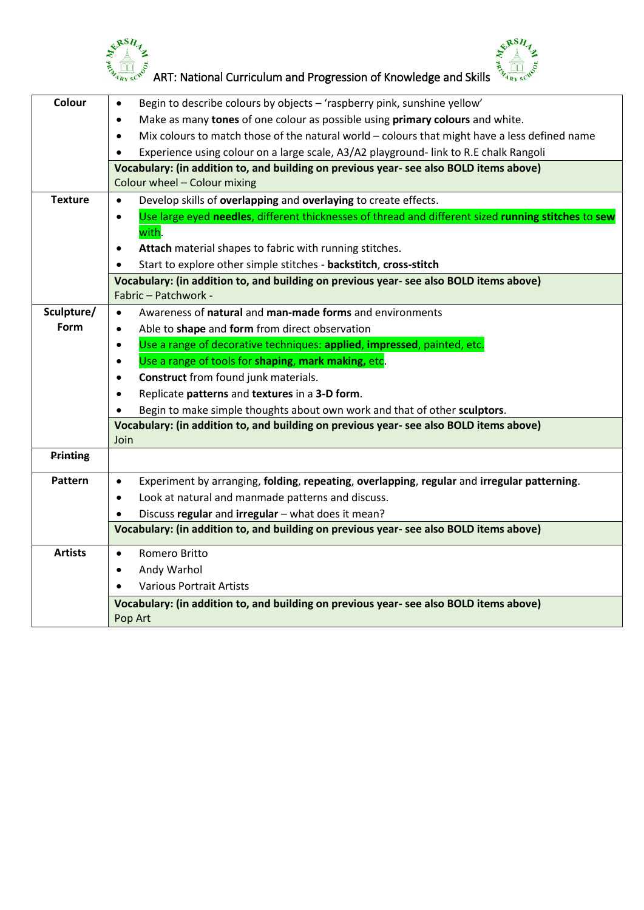# ART: National Curriculum and Progression of Knowledge and Skills

| | |
|---|---|
| **Colour** | • Begin to describe colours by objects – 'raspberry pink, sunshine yellow'<br>• Make as many **tones** of one colour as possible using **primary colours** and white.<br>• Mix colours to match those of the natural world – colours that might have a less defined name<br>• Experience using colour on a large scale, A3/A2 playground- link to R.E chalk Rangoli |
| | **Vocabulary: (in addition to, and building on previous year- see also BOLD items above)**<br>Colour wheel – Colour mixing |
| **Texture** | • Develop skills of **overlapping** and **overlaying** to create effects.<br>• Use large eyed **needles**, different thicknesses of thread and different sized **running stitches** to **sew** with.<br>• **Attach** material shapes to fabric with running stitches.<br>• Start to explore other simple stitches - **backstitch**, **cross-stitch** |
| | **Vocabulary: (in addition to, and building on previous year- see also BOLD items above)**<br>Fabric – Patchwork - |
| **Sculpture/ Form** | • Awareness of **natural** and **man-made forms** and environments<br>• Able to **shape** and **form** from direct observation<br>• Use a range of decorative techniques: **applied**, **impressed**, painted, etc.<br>• Use a range of tools for **shaping**, **mark making,** etc.<br>• **Construct** from found junk materials.<br>• Replicate **patterns** and **textures** in a **3-D form**.<br>• Begin to make simple thoughts about own work and that of other **sculptors**. |
| | **Vocabulary: (in addition to, and building on previous year- see also BOLD items above)**<br>Join |
| ~~**Printing**~~ | |
| **Pattern** | • Experiment by arranging, **folding**, **repeating**, **overlapping**, **regular** and **irregular patterning**.<br>• Look at natural and manmade patterns and discuss.<br>• Discuss **regular** and **irregular** – what does it mean? |
| | **Vocabulary: (in addition to, and building on previous year- see also BOLD items above)** |
| **Artists** | • Romero Britto<br>• Andy Warhol<br>• Various Portrait Artists |
| | **Vocabulary: (in addition to, and building on previous year- see also BOLD items above)**<br>Pop Art |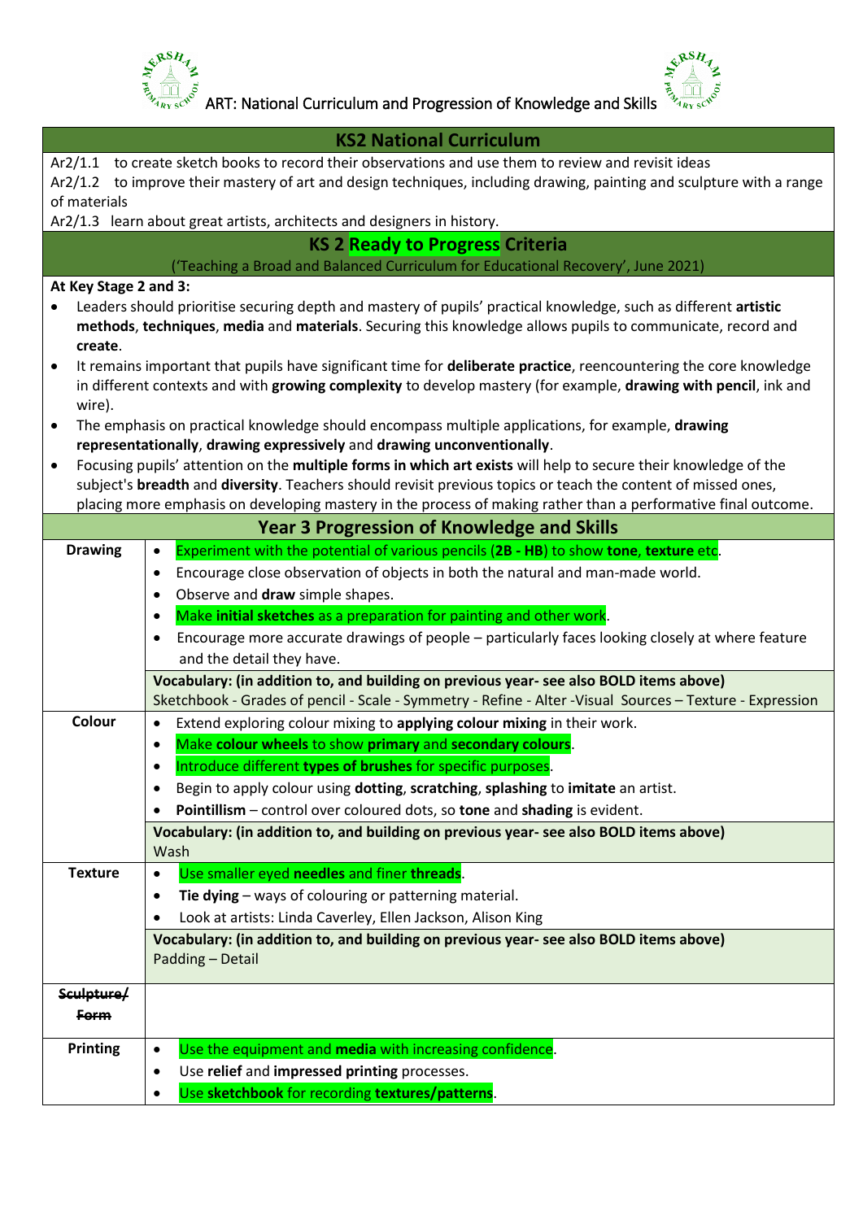ART: National Curriculum and Progression of Knowledge and Skills

## KS2 National Curriculum

Ar2/1.1 to create sketch books to record their observations and use them to review and revisit ideas
Ar2/1.2 to improve their mastery of art and design techniques, including drawing, painting and sculpture with a range of materials
Ar2/1.3 learn about great artists, architects and designers in history.

## KS 2 Ready to Progress Criteria

('Teaching a Broad and Balanced Curriculum for Educational Recovery', June 2021)

**At Key Stage 2 and 3:**

- Leaders should prioritise securing depth and mastery of pupils' practical knowledge, such as different **artistic methods**, **techniques**, **media** and **materials**. Securing this knowledge allows pupils to communicate, record and **create**.
- It remains important that pupils have significant time for **deliberate practice**, reencountering the core knowledge in different contexts and with **growing complexity** to develop mastery (for example, **drawing with pencil**, ink and wire).
- The emphasis on practical knowledge should encompass multiple applications, for example, **drawing representationally**, **drawing expressively** and **drawing unconventionally**.
- Focusing pupils' attention on the **multiple forms in which art exists** will help to secure their knowledge of the subject's **breadth** and **diversity**. Teachers should revisit previous topics or teach the content of missed ones, placing more emphasis on developing mastery in the process of making rather than a performative final outcome.

## Year 3 Progression of Knowledge and Skills

| | |
|---|---|
| **Drawing** | • Experiment with the potential of various pencils (**2B - HB**) to show **tone**, **texture** etc.<br>• Encourage close observation of objects in both the natural and man-made world.<br>• Observe and **draw** simple shapes.<br>• Make **initial sketches** as a preparation for painting and other work.<br>• Encourage more accurate drawings of people – particularly faces looking closely at where feature and the detail they have. |
| | **Vocabulary: (in addition to, and building on previous year- see also BOLD items above)**<br>Sketchbook - Grades of pencil - Scale - Symmetry - Refine - Alter -Visual Sources – Texture - Expression |
| **Colour** | • Extend exploring colour mixing to **applying colour mixing** in their work.<br>• Make **colour wheels** to show **primary** and **secondary colours**.<br>• Introduce different **types of brushes** for specific purposes.<br>• Begin to apply colour using **dotting**, **scratching**, **splashing** to **imitate** an artist.<br>• **Pointillism** – control over coloured dots, so **tone** and **shading** is evident. |
| | **Vocabulary: (in addition to, and building on previous year- see also BOLD items above)**<br>Wash |
| **Texture** | • Use smaller eyed **needles** and finer **threads**.<br>• **Tie dying** – ways of colouring or patterning material.<br>• Look at artists: Linda Caverley, Ellen Jackson, Alison King |
| | **Vocabulary: (in addition to, and building on previous year- see also BOLD items above)**<br>Padding – Detail |
| **~~Sculpture/ Form~~** | |
| **Printing** | • Use the equipment and **media** with increasing confidence.<br>• Use **relief** and **impressed printing** processes.<br>• Use **sketchbook** for recording **textures/patterns**. |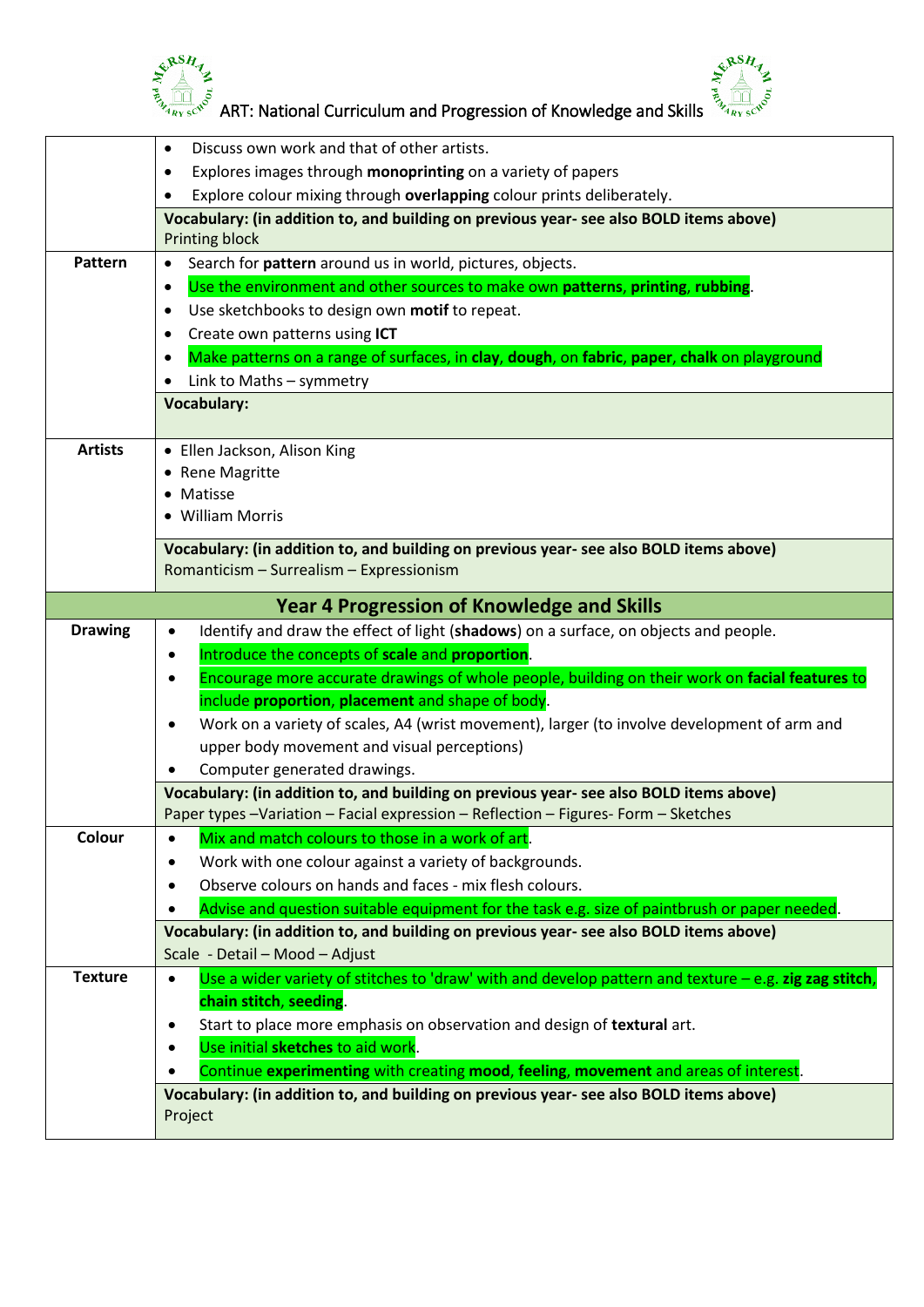ART: National Curriculum and Progression of Knowledge and Skills

| | |
|---|---|
| | • Discuss own work and that of other artists.<br>• Explores images through **monoprinting** on a variety of papers<br>• Explore colour mixing through **overlapping** colour prints deliberately. |
| | **Vocabulary: (in addition to, and building on previous year- see also BOLD items above)**<br>Printing block |
| **Pattern** | • Search for **pattern** around us in world, pictures, objects.<br>• Use the environment and other sources to make own **patterns**, **printing**, **rubbing**.<br>• Use sketchbooks to design own **motif** to repeat.<br>• Create own patterns using **ICT**<br>• Make patterns on a range of surfaces, in **clay**, **dough**, on **fabric**, **paper**, **chalk** on playground<br>• Link to Maths – symmetry |
| | **Vocabulary:** |
| **Artists** | • Ellen Jackson, Alison King<br>• Rene Magritte<br>• Matisse<br>• William Morris |
| | **Vocabulary: (in addition to, and building on previous year- see also BOLD items above)**<br>Romanticism – Surrealism – Expressionism |
| **Year 4 Progression of Knowledge and Skills** | |
| **Drawing** | • Identify and draw the effect of light (**shadows**) on a surface, on objects and people.<br>• Introduce the concepts of **scale** and **proportion**.<br>• Encourage more accurate drawings of whole people, building on their work on **facial features** to include **proportion**, **placement** and shape of body.<br>• Work on a variety of scales, A4 (wrist movement), larger (to involve development of arm and upper body movement and visual perceptions)<br>• Computer generated drawings. |
| | **Vocabulary: (in addition to, and building on previous year- see also BOLD items above)**<br>Paper types –Variation – Facial expression – Reflection – Figures- Form – Sketches |
| **Colour** | • Mix and match colours to those in a work of art.<br>• Work with one colour against a variety of backgrounds.<br>• Observe colours on hands and faces - mix flesh colours.<br>• Advise and question suitable equipment for the task e.g. size of paintbrush or paper needed. |
| | **Vocabulary: (in addition to, and building on previous year- see also BOLD items above)**<br>Scale - Detail – Mood – Adjust |
| **Texture** | • Use a wider variety of stitches to 'draw' with and develop pattern and texture – e.g. **zig zag stitch**, **chain stitch**, **seeding**.<br>• Start to place more emphasis on observation and design of **textural** art.<br>• Use initial **sketches** to aid work.<br>• Continue **experimenting** with creating **mood**, **feeling**, **movement** and areas of interest. |
| | **Vocabulary: (in addition to, and building on previous year- see also BOLD items above)**<br>Project |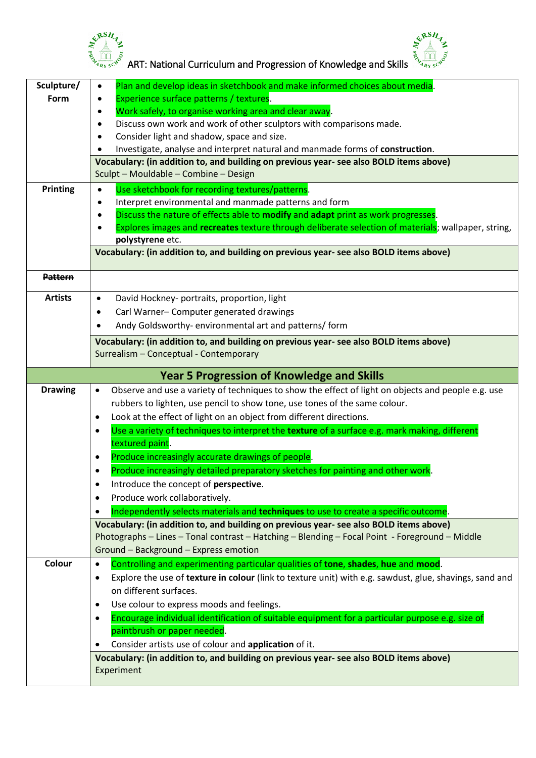ART: National Curriculum and Progression of Knowledge and Skills

| | |
|---|---|
| **Sculpture/ Form** | • Plan and develop ideas in sketchbook and make informed choices about media.<br>• Experience surface patterns / textures.<br>• Work safely, to organise working area and clear away.<br>• Discuss own work and work of other sculptors with comparisons made.<br>• Consider light and shadow, space and size.<br>• Investigate, analyse and interpret natural and manmade forms of **construction**. |
| | **Vocabulary: (in addition to, and building on previous year- see also BOLD items above)**<br>Sculpt – Mouldable – Combine – Design |
| **Printing** | • Use sketchbook for recording textures/patterns.<br>• Interpret environmental and manmade patterns and form<br>• Discuss the nature of effects able to **modify** and **adapt** print as work progresses.<br>• Explores images and **recreates** texture through deliberate selection of materials; wallpaper, string, **polystyrene** etc. |
| | **Vocabulary: (in addition to, and building on previous year- see also BOLD items above)** |
| ~~**Pattern**~~ | |
| **Artists** | • David Hockney- portraits, proportion, light<br>• Carl Warner– Computer generated drawings<br>• Andy Goldsworthy- environmental art and patterns/ form |
| | **Vocabulary: (in addition to, and building on previous year- see also BOLD items above)**<br>Surrealism – Conceptual - Contemporary |
| **Year 5 Progression of Knowledge and Skills** | |
| **Drawing** | • Observe and use a variety of techniques to show the effect of light on objects and people e.g. use rubbers to lighten, use pencil to show tone, use tones of the same colour.<br>• Look at the effect of light on an object from different directions.<br>• Use a variety of techniques to interpret the **texture** of a surface e.g. mark making, different textured paint.<br>• Produce increasingly accurate drawings of people.<br>• Produce increasingly detailed preparatory sketches for painting and other work.<br>• Introduce the concept of **perspective**.<br>• Produce work collaboratively.<br>• Independently selects materials and **techniques** to use to create a specific outcome. |
| | **Vocabulary: (in addition to, and building on previous year- see also BOLD items above)**<br>Photographs – Lines – Tonal contrast – Hatching – Blending – Focal Point - Foreground – Middle Ground – Background – Express emotion |
| **Colour** | • Controlling and experimenting particular qualities of **tone**, **shades**, **hue** and **mood**.<br>• Explore the use of **texture in colour** (link to texture unit) with e.g. sawdust, glue, shavings, sand and on different surfaces.<br>• Use colour to express moods and feelings.<br>• Encourage individual identification of suitable equipment for a particular purpose e.g. size of paintbrush or paper needed.<br>• Consider artists use of colour and **application** of it. |
| | **Vocabulary: (in addition to, and building on previous year- see also BOLD items above)**<br>Experiment |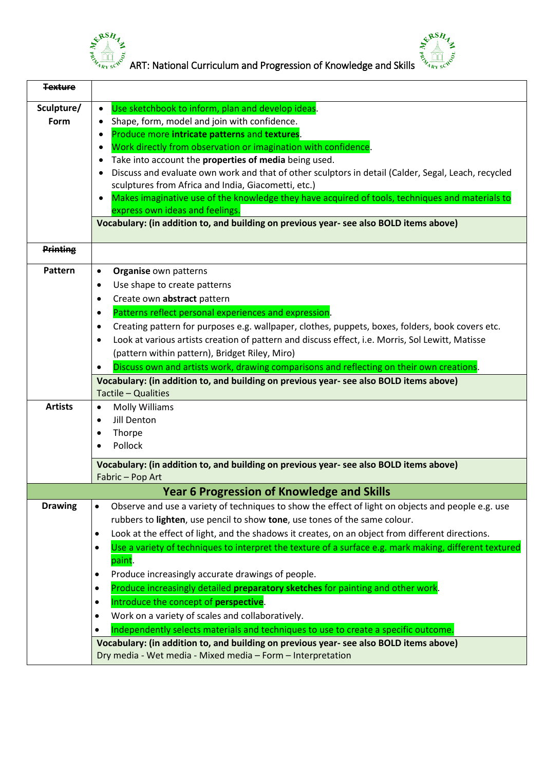| ~~Texture~~ | |
|---|---|
| Sculpture/ Form | • Use sketchbook to inform, plan and develop ideas.<br>• Shape, form, model and join with confidence.<br>• Produce more **intricate patterns** and **textures**.<br>• Work directly from observation or imagination with confidence.<br>• Take into account the **properties of media** being used.<br>• Discuss and evaluate own work and that of other sculptors in detail (Calder, Segal, Leach, recycled sculptures from Africa and India, Giacometti, etc.)<br>• Makes imaginative use of the knowledge they have acquired of tools, techniques and materials to express own ideas and feelings. |
| | **Vocabulary: (in addition to, and building on previous year- see also BOLD items above)** |
| ~~Printing~~ | |
| Pattern | • **Organise** own patterns<br>• Use shape to create patterns<br>• Create own **abstract** pattern<br>• Patterns reflect personal experiences and expression.<br>• Creating pattern for purposes e.g. wallpaper, clothes, puppets, boxes, folders, book covers etc.<br>• Look at various artists creation of pattern and discuss effect, i.e. Morris, Sol Lewitt, Matisse (pattern within pattern), Bridget Riley, Miro)<br>• Discuss own and artists work, drawing comparisons and reflecting on their own creations. |
| | **Vocabulary: (in addition to, and building on previous year- see also BOLD items above)**<br>Tactile – Qualities |
| Artists | • Molly Williams<br>• Jill Denton<br>• Thorpe<br>• Pollock |
| | **Vocabulary: (in addition to, and building on previous year- see also BOLD items above)**<br>Fabric – Pop Art |
| **Year 6 Progression of Knowledge and Skills** | |
| Drawing | • Observe and use a variety of techniques to show the effect of light on objects and people e.g. use rubbers to **lighten**, use pencil to show **tone**, use tones of the same colour.<br>• Look at the effect of light, and the shadows it creates, on an object from different directions.<br>• Use a variety of techniques to interpret the texture of a surface e.g. mark making, different textured paint.<br>• Produce increasingly accurate drawings of people.<br>• Produce increasingly detailed **preparatory sketches** for painting and other work.<br>• Introduce the concept of **perspective**.<br>• Work on a variety of scales and collaboratively.<br>• Independently selects materials and techniques to use to create a specific outcome. |
| | **Vocabulary: (in addition to, and building on previous year- see also BOLD items above)**<br>Dry media - Wet media - Mixed media – Form – Interpretation |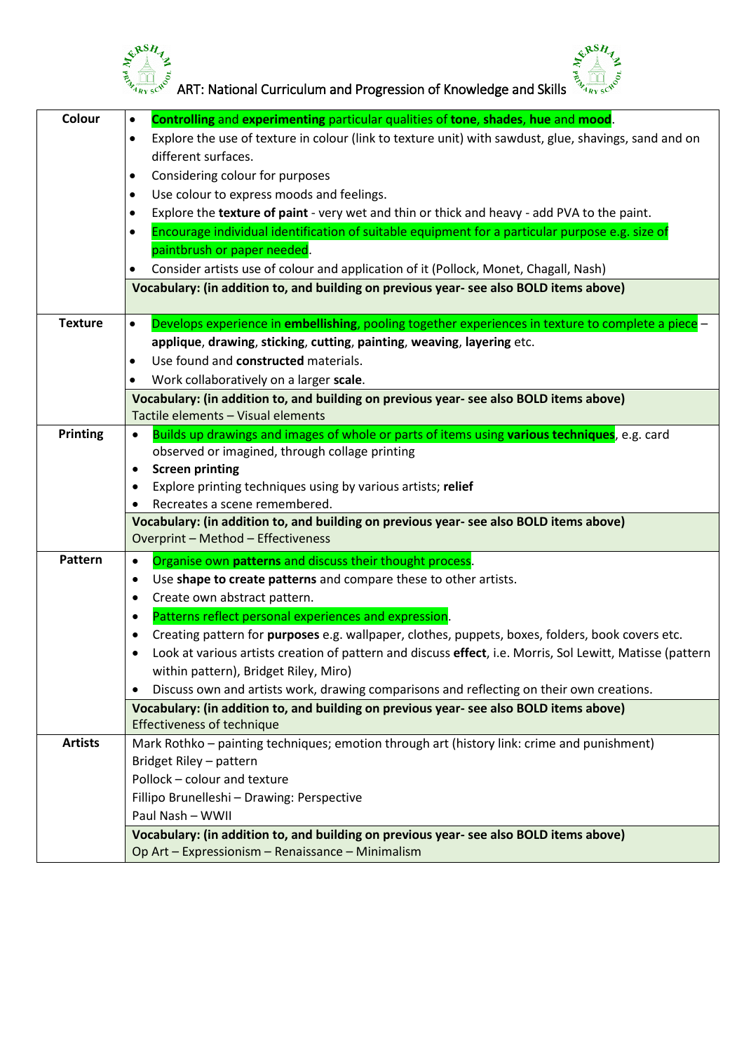ART: National Curriculum and Progression of Knowledge and Skills

| | |
|---|---|
| **Colour** | • **Controlling** and **experimenting** particular qualities of **tone**, **shades**, **hue** and **mood**.<br>• Explore the use of texture in colour (link to texture unit) with sawdust, glue, shavings, sand and on different surfaces.<br>• Considering colour for purposes<br>• Use colour to express moods and feelings.<br>• Explore the **texture of paint** - very wet and thin or thick and heavy - add PVA to the paint.<br>• Encourage individual identification of suitable equipment for a particular purpose e.g. size of paintbrush or paper needed.<br>• Consider artists use of colour and application of it (Pollock, Monet, Chagall, Nash) |
| | **Vocabulary: (in addition to, and building on previous year- see also BOLD items above)** |
| **Texture** | • Develops experience in **embellishing**, pooling together experiences in texture to complete a piece – **applique**, **drawing**, **sticking**, **cutting**, **painting**, **weaving**, **layering** etc.<br>• Use found and **constructed** materials.<br>• Work collaboratively on a larger **scale**. |
| | **Vocabulary: (in addition to, and building on previous year- see also BOLD items above)**<br>Tactile elements – Visual elements |
| **Printing** | • Builds up drawings and images of whole or parts of items using **various techniques**, e.g. card observed or imagined, through collage printing<br>• **Screen printing**<br>• Explore printing techniques using by various artists; **relief**<br>• Recreates a scene remembered. |
| | **Vocabulary: (in addition to, and building on previous year- see also BOLD items above)**<br>Overprint – Method – Effectiveness |
| **Pattern** | • Organise own **patterns** and discuss their thought process.<br>• Use **shape to create patterns** and compare these to other artists.<br>• Create own abstract pattern.<br>• Patterns reflect personal experiences and expression.<br>• Creating pattern for **purposes** e.g. wallpaper, clothes, puppets, boxes, folders, book covers etc.<br>• Look at various artists creation of pattern and discuss **effect**, i.e. Morris, Sol Lewitt, Matisse (pattern within pattern), Bridget Riley, Miro)<br>• Discuss own and artists work, drawing comparisons and reflecting on their own creations. |
| | **Vocabulary: (in addition to, and building on previous year- see also BOLD items above)**<br>Effectiveness of technique |
| **Artists** | Mark Rothko – painting techniques; emotion through art (history link: crime and punishment)<br>Bridget Riley – pattern<br>Pollock – colour and texture<br>Fillipo Brunelleshi – Drawing: Perspective<br>Paul Nash – WWII |
| | **Vocabulary: (in addition to, and building on previous year- see also BOLD items above)**<br>Op Art – Expressionism – Renaissance – Minimalism |